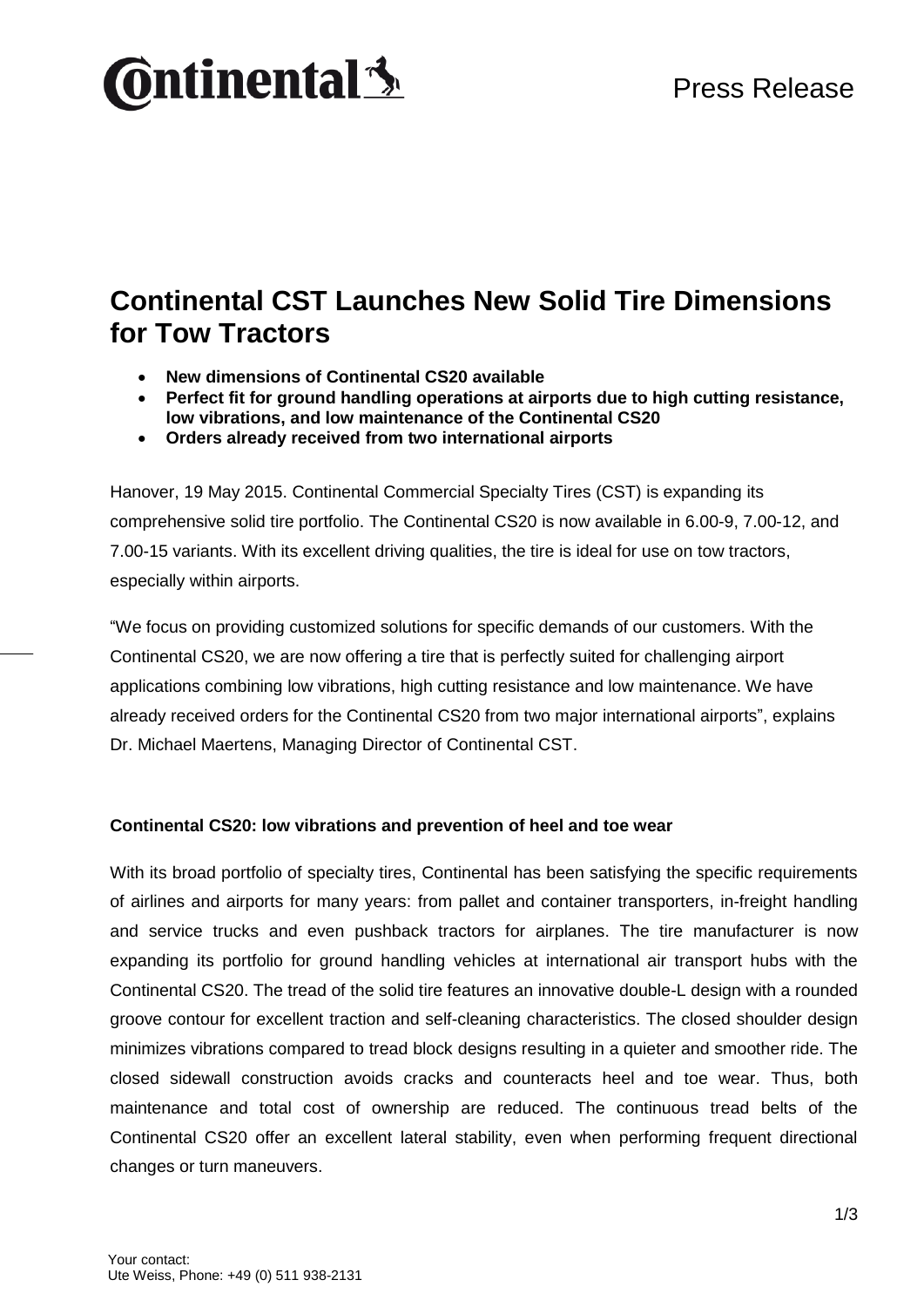Press Release

# Continental CST Launches New Solid Tire Dimensions for Tow Tractors

- **New dimensions of Continental CS20 available**
- **Perfect fit for ground handling operations at airports due to high cutting resistance, low vibrations, and low maintenance of the Continental CS20**
- **Orders already received from two international airports**

Hanover, 19 May 2015. Continental Commercial Specialty Tires (CST) is expanding its comprehensive solid tire portfolio. The Continental CS20 is now available in 6.00-9, 7.00-12, and 7.00-15 variants. With its excellent driving qualities, the tire is ideal for use on tow tractors, especially within airports.

"We focus on providing customized solutions for specific demands of our customers. With the Continental CS20, we are now offering a tire that is perfectly suited for challenging airport applications combining low vibrations, high cutting resistance and low maintenance. We have already received orders for the Continental CS20 from two major international airports", explains Dr. Michael Maertens, Managing Director of Continental CST.

### Continental CS20: low vibrations and prevention of heel and toe wear

With its broad portfolio of specialty tires, Continental has been satisfying the specific requirements of airlines and airports for many years: from pallet and container transporters, in-freight handling and service trucks and even pushback tractors for airplanes. The tire manufacturer is now expanding its portfolio for ground handling vehicles at international air transport hubs with the Continental CS20. The tread of the solid tire features an innovative double-L design with a rounded groove contour for excellent traction and self-cleaning characteristics. The closed shoulder design minimizes vibrations compared to tread block designs resulting in a quieter and smoother ride. The closed sidewall construction avoids cracks and counteracts heel and toe wear. Thus, both maintenance and total cost of ownership are reduced. The continuous tread belts of the Continental CS20 offer an excellent lateral stability, even when performing frequent directional changes or turn maneuvers.

Your contact:
Ute Weiss, Phone: +49 (0) 511 938-2131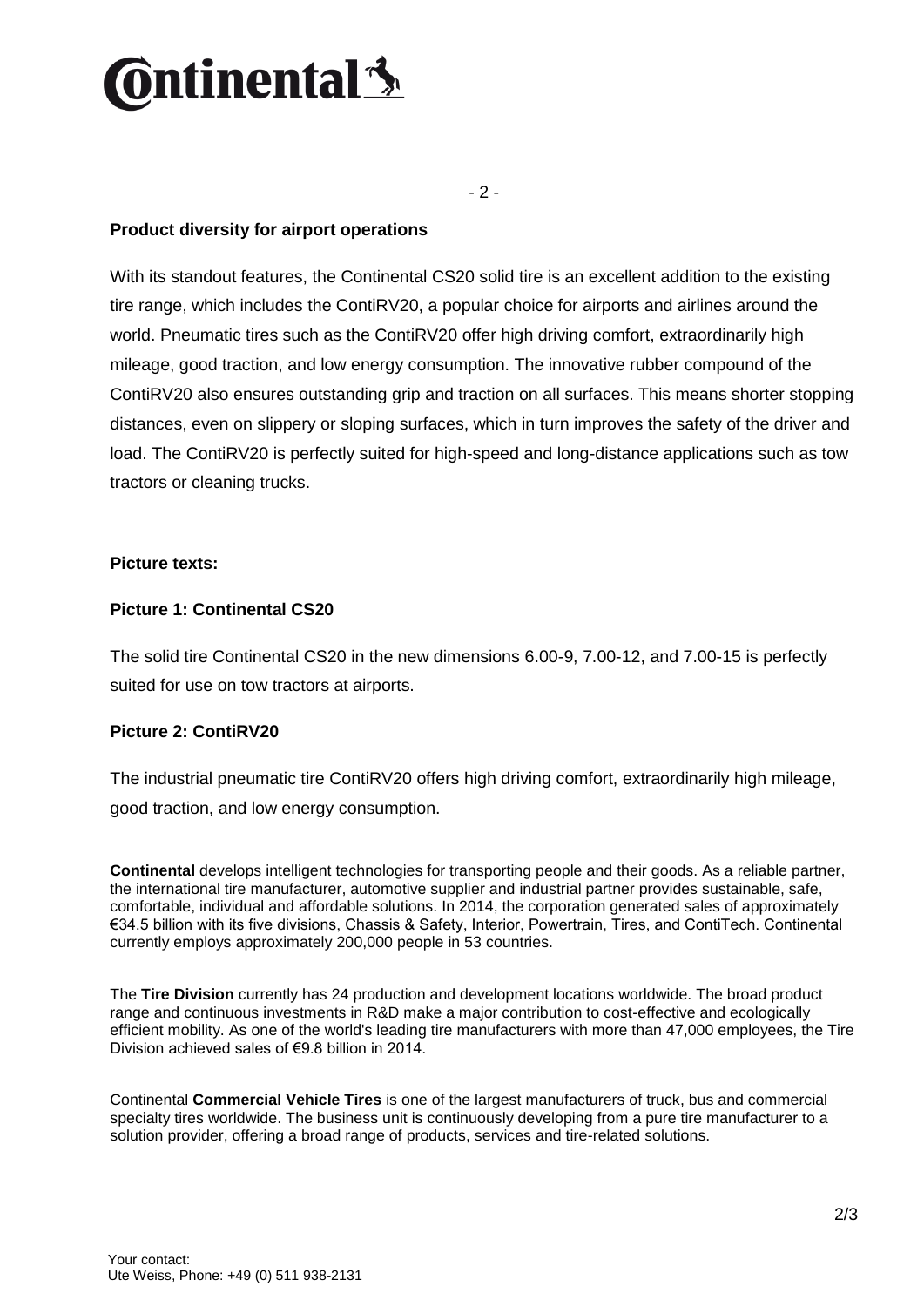## Product diversity for airport operations

With its standout features, the Continental CS20 solid tire is an excellent addition to the existing tire range, which includes the ContiRV20, a popular choice for airports and airlines around the world. Pneumatic tires such as the ContiRV20 offer high driving comfort, extraordinarily high mileage, good traction, and low energy consumption. The innovative rubber compound of the ContiRV20 also ensures outstanding grip and traction on all surfaces. This means shorter stopping distances, even on slippery or sloping surfaces, which in turn improves the safety of the driver and load. The ContiRV20 is perfectly suited for high-speed and long-distance applications such as tow tractors or cleaning trucks.

**Picture texts:**

**Picture 1: Continental CS20**

The solid tire Continental CS20 in the new dimensions 6.00-9, 7.00-12, and 7.00-15 is perfectly suited for use on tow tractors at airports.

**Picture 2: ContiRV20**

The industrial pneumatic tire ContiRV20 offers high driving comfort, extraordinarily high mileage, good traction, and low energy consumption.

**Continental** develops intelligent technologies for transporting people and their goods. As a reliable partner, the international tire manufacturer, automotive supplier and industrial partner provides sustainable, safe, comfortable, individual and affordable solutions. In 2014, the corporation generated sales of approximately €34.5 billion with its five divisions, Chassis & Safety, Interior, Powertrain, Tires, and ContiTech. Continental currently employs approximately 200,000 people in 53 countries.

The **Tire Division** currently has 24 production and development locations worldwide. The broad product range and continuous investments in R&D make a major contribution to cost-effective and ecologically efficient mobility. As one of the world's leading tire manufacturers with more than 47,000 employees, the Tire Division achieved sales of €9.8 billion in 2014.

Continental **Commercial Vehicle Tires** is one of the largest manufacturers of truck, bus and commercial specialty tires worldwide. The business unit is continuously developing from a pure tire manufacturer to a solution provider, offering a broad range of products, services and tire-related solutions.

Your contact:
Ute Weiss, Phone: +49 (0) 511 938-2131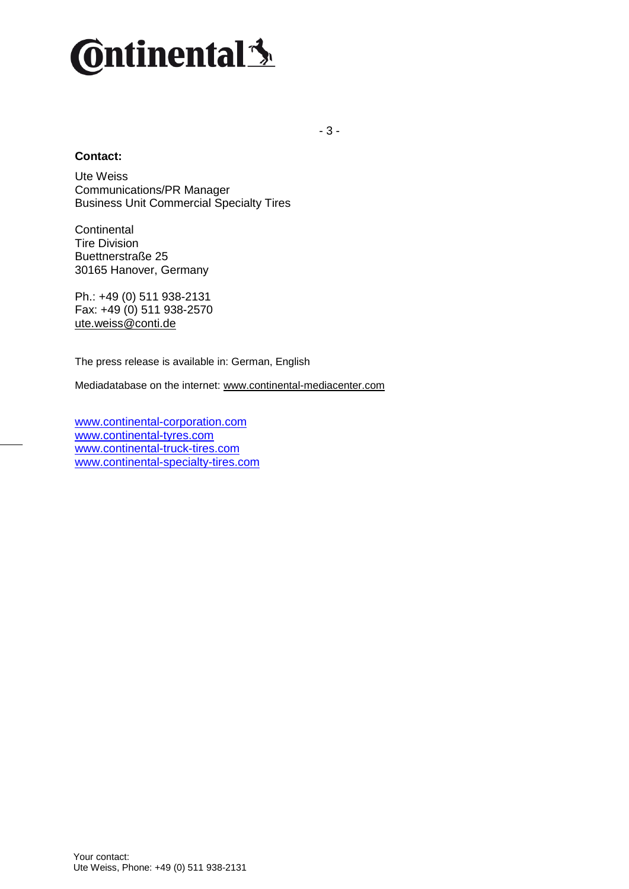**Contact:**

Ute Weiss
Communications/PR Manager
Business Unit Commercial Specialty Tires

Continental
Tire Division
Buettnerstraße 25
30165 Hanover, Germany

Ph.: +49 (0) 511 938-2131
Fax: +49 (0) 511 938-2570
ute.weiss@conti.de

The press release is available in: German, English

Mediadatabase on the internet: www.continental-mediacenter.com

www.continental-corporation.com
www.continental-tyres.com
www.continental-truck-tires.com
www.continental-specialty-tires.com

Your contact:
Ute Weiss, Phone: +49 (0) 511 938-2131